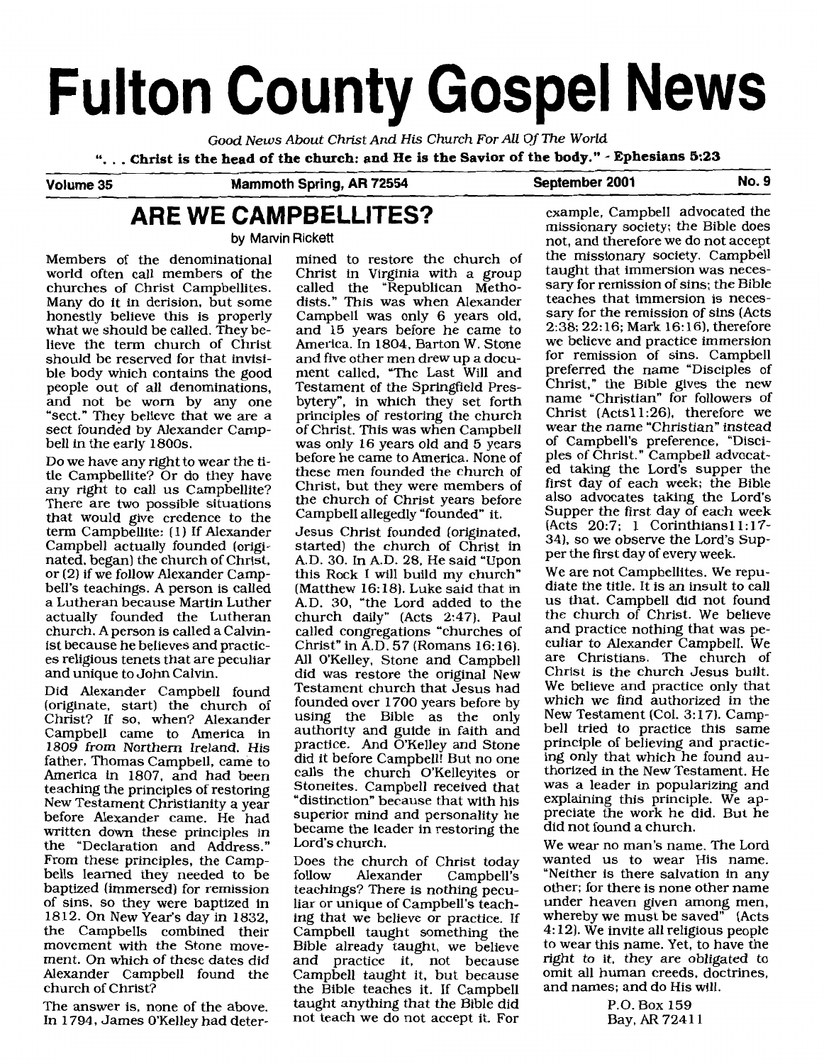# Fulton County Gospel News

*Good News About Christ And His Church For All Of The World*

**". . . Christ is the head of the church: and He is the Savior of the body." - Ephesians 5:23**

**Volume 35** **Mammoth Spring, AR 72554** **September 2001** **No. 9**

## ARE WE CAMPBELLITES?

by Marvin Rickett

Members of the denominational world often call members of the churches of Christ Campbellites. Many do it in derision, but some honestly believe this is properly what we should be called. They believe the term church of Christ should be reserved for that invisible body which contains the good people out of all denominations, and not be worn by any one "sect." They believe that we are a sect founded by Alexander Campbell in the early 1800s.

Do we have any right to wear the title Campbellite? Or do they have any right to call us Campbellite? There are two possible situations that would give credence to the term Campbellite: (1) If Alexander Campbell actually founded (originated, began) the church of Christ, or (2) if we follow Alexander Campbell's teachings. A person is called a Lutheran because Martin Luther actually founded the Lutheran church. A person is called a Calvinist because he believes and practices religious tenets that are peculiar and unique to John Calvin.

Did Alexander Campbell found (originate, start) the church of Christ? If so, when? Alexander Campbell came to America in 1809 from Northern Ireland. His father, Thomas Campbell, came to America in 1807, and had been teaching the principles of restoring New Testament Christianity a year before Alexander came. He had written down these principles in the "Declaration and Address." From these principles, the Campbells learned they needed to be baptized (immersed) for remission of sins, so they were baptized in 1812. On New Year's day in 1832, the Campbells combined their movement with the Stone movement. On which of these dates did Alexander Campbell found the church of Christ?

The answer is, none of the above. In 1794, James O'Kelley had determined to restore the church of Christ in Virginia with a group called the "Republican Methodists." This was when Alexander Campbell was only 6 years old, and 15 years before he came to America. In 1804, Barton W. Stone and five other men drew up a document called, "The Last Will and Testament of the Springfield Presbytery", in which they set forth principles of restoring the church of Christ. This was when Campbell was only 16 years old and 5 years before he came to America. None of these men founded the church of Christ, but they were members of the church of Christ years before Campbell allegedly "founded" it.

Jesus Christ founded (originated, started) the church of Christ in A.D. 30. In A.D. 28, He said "Upon this Rock I will build my church" (Matthew 16:18). Luke said that in A.D. 30, "the Lord added to the church daily" (Acts 2:47). Paul called congregations "churches of Christ" in A.D. 57 (Romans 16:16). All O'Kelley, Stone and Campbell did was restore the original New Testament church that Jesus had founded over 1700 years before by using the Bible as the only authority and guide in faith and practice. And O'Kelley and Stone did it before Campbell! But no one calls the church O'Kelleyites or Stoneites. Campbell received that "distinction" because that with his superior mind and personality he became the leader in restoring the Lord's church.

Does the church of Christ today follow Alexander Campbell's teachings? There is nothing peculiar or unique of Campbell's teaching that we believe or practice. If Campbell taught something the Bible already taught, we believe and practice it, not because Campbell taught it, but because the Bible teaches it. If Campbell taught anything that the Bible did not teach we do not accept it. For example, Campbell advocated the missionary society; the Bible does not, and therefore we do not accept the missionary society. Campbell taught that immersion was necessary for remission of sins; the Bible teaches that immersion is necessary for the remission of sins (Acts 2:38; 22:16; Mark 16:16), therefore we believe and practice immersion for remission of sins. Campbell preferred the name "Disciples of Christ," the Bible gives the new name "Christian" for followers of Christ (Acts11:26), therefore we wear the name "Christian" instead of Campbell's preference, "Disciples of Christ." Campbell advocated taking the Lord's supper the first day of each week; the Bible also advocates taking the Lord's Supper the first day of each week (Acts 20:7; 1 Corinthians11:17-34), so we observe the Lord's Supper the first day of every week.

We are not Campbellites. We repudiate the title. It is an insult to call us that. Campbell did not found the church of Christ. We believe and practice nothing that was peculiar to Alexander Campbell. We are Christians. The church of Christ is the church Jesus built. We believe and practice only that which we find authorized in the New Testament (Col. 3:17). Campbell tried to practice this same principle of believing and practicing only that which he found authorized in the New Testament. He was a leader in popularizing and explaining this principle. We appreciate the work he did. But he did not found a church.

We wear no man's name. The Lord wanted us to wear His name. "Neither is there salvation in any other; for there is none other name under heaven given among men, whereby we must be saved" (Acts 4:12). We invite all religious people to wear this name. Yet, to have the right to it, they are obligated to omit all human creeds, doctrines, and names; and do His will.

P.O. Box 159
Bay, AR 72411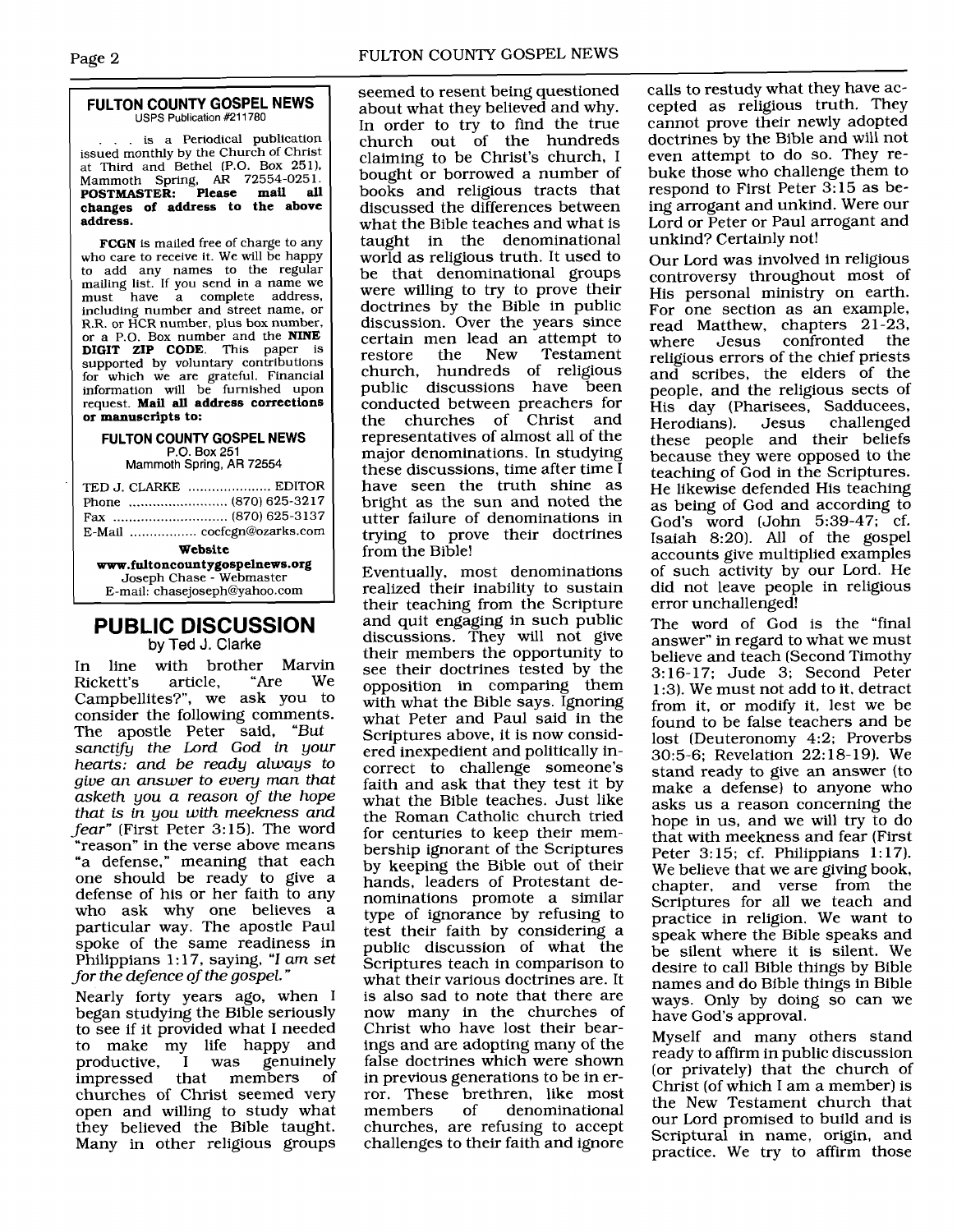**FULTON COUNTY GOSPEL NEWS**
USPS Publication #211780

. . . is a Periodical publication issued monthly by the Church of Christ at Third and Bethel (P.O. Box 251), Mammoth Spring, AR 72554-0251. **POSTMASTER: Please mail all changes of address to the above address.**

**FCGN** is mailed free of charge to any who care to receive it. We will be happy to add any names to the regular mailing list. If you send in a name we must have a complete address, including number and street name, or R.R. or HCR number, plus box number, or a P.O. Box number and the **NINE DIGIT ZIP CODE**. This paper is supported by voluntary contributions for which we are grateful. Financial information will be furnished upon request. **Mail all address corrections or manuscripts to:**

**FULTON COUNTY GOSPEL NEWS**
P.O. Box 251
Mammoth Spring, AR 72554

TED J. CLARKE .................... EDITOR
Phone .......................... (870) 625-3217
Fax .............................. (870) 625-3137
E-Mail ................. cocfcgn@ozarks.com

**Website**
**www.fultoncountygospelnews.org**
Joseph Chase - Webmaster
E-mail: chasejoseph@yahoo.com

## PUBLIC DISCUSSION

by Ted J. Clarke

In line with brother Marvin Rickett's article, "Are We Campbellites?", we ask you to consider the following comments. The apostle Peter said, *"But sanctify the Lord God in your hearts: and be ready always to give an answer to every man that asketh you a reason of the hope that is in you with meekness and fear"* (First Peter 3:15). The word "reason" in the verse above means "a defense," meaning that each one should be ready to give a defense of his or her faith to any who ask why one believes a particular way. The apostle Paul spoke of the same readiness in Philippians 1:17, saying, *"I am set for the defence of the gospel."*

Nearly forty years ago, when I began studying the Bible seriously to see if it provided what I needed to make my life happy and productive, I was genuinely impressed that members of churches of Christ seemed very open and willing to study what they believed the Bible taught. Many in other religious groups seemed to resent being questioned about what they believed and why. In order to try to find the true church out of the hundreds claiming to be Christ's church, I bought or borrowed a number of books and religious tracts that discussed the differences between what the Bible teaches and what is taught in the denominational world as religious truth. It used to be that denominational groups were willing to try to prove their doctrines by the Bible in public discussion. Over the years since certain men lead an attempt to restore the New Testament church, hundreds of religious public discussions have been conducted between preachers for the churches of Christ and representatives of almost all of the major denominations. In studying these discussions, time after time I have seen the truth shine as bright as the sun and noted the utter failure of denominations in trying to prove their doctrines from the Bible!

Eventually, most denominations realized their inability to sustain their teaching from the Scripture and quit engaging in such public discussions. They will not give their members the opportunity to see their doctrines tested by the opposition in comparing them with what the Bible says. Ignoring what Peter and Paul said in the Scriptures above, it is now considered inexpedient and politically incorrect to challenge someone's faith and ask that they test it by what the Bible teaches. Just like the Roman Catholic church tried for centuries to keep their membership ignorant of the Scriptures by keeping the Bible out of their hands, leaders of Protestant denominations promote a similar type of ignorance by refusing to test their faith by considering a public discussion of what the Scriptures teach in comparison to what their various doctrines are. It is also sad to note that there are now many in the churches of Christ who have lost their bearings and are adopting many of the false doctrines which were shown in previous generations to be in error. These brethren, like most members of denominational churches, are refusing to accept challenges to their faith and ignore calls to restudy what they have accepted as religious truth. They cannot prove their newly adopted doctrines by the Bible and will not even attempt to do so. They rebuke those who challenge them to respond to First Peter 3:15 as being arrogant and unkind. Were our Lord or Peter or Paul arrogant and unkind? Certainly not!

Our Lord was involved in religious controversy throughout most of His personal ministry on earth. For one section as an example, read Matthew, chapters 21-23, where Jesus confronted the religious errors of the chief priests and scribes, the elders of the people, and the religious sects of His day (Pharisees, Sadducees, Herodians). Jesus challenged these people and their beliefs because they were opposed to the teaching of God in the Scriptures. He likewise defended His teaching as being of God and according to God's word (John 5:39-47; cf. Isaiah 8:20). All of the gospel accounts give multiplied examples of such activity by our Lord. He did not leave people in religious error unchallenged!

The word of God is the "final answer" in regard to what we must believe and teach (Second Timothy 3:16-17; Jude 3; Second Peter 1:3). We must not add to it, detract from it, or modify it, lest we be found to be false teachers and be lost (Deuteronomy 4:2; Proverbs 30:5-6; Revelation 22:18-19). We stand ready to give an answer (to make a defense) to anyone who asks us a reason concerning the hope in us, and we will try to do that with meekness and fear (First Peter 3:15; cf. Philippians 1:17). We believe that we are giving book, chapter, and verse from the Scriptures for all we teach and practice in religion. We want to speak where the Bible speaks and be silent where it is silent. We desire to call Bible things by Bible names and do Bible things in Bible ways. Only by doing so can we have God's approval.

Myself and many others stand ready to affirm in public discussion (or privately) that the church of Christ (of which I am a member) is the New Testament church that our Lord promised to build and is Scriptural in name, origin, and practice. We try to affirm those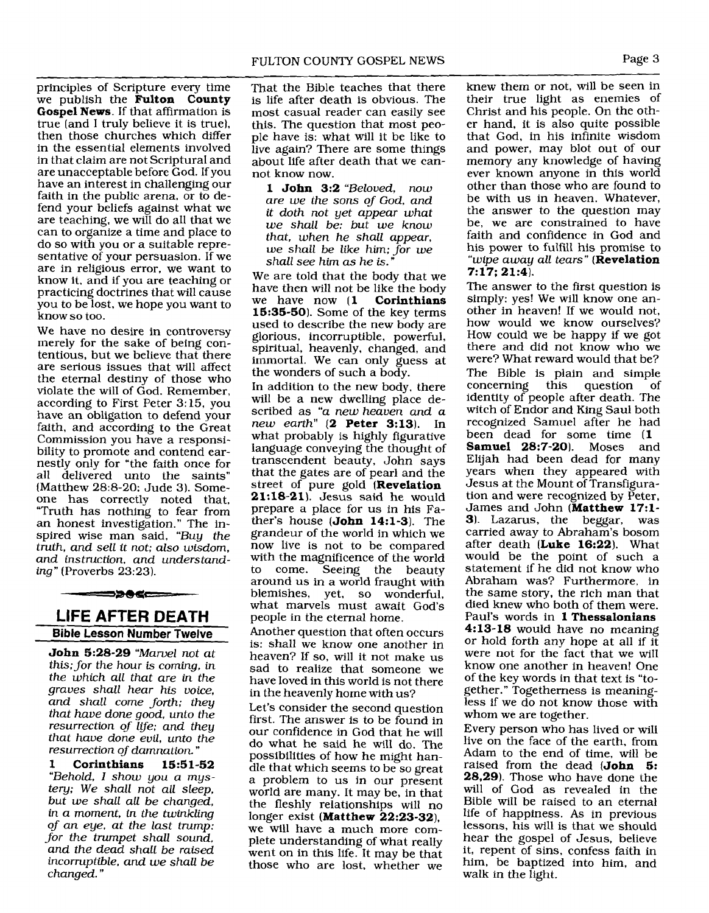principles of Scripture every time we publish the **Fulton County Gospel News**. If that affirmation is true (and I truly believe it is true), then those churches which differ in the essential elements involved in that claim are not Scriptural and are unacceptable before God. If you have an interest in challenging our faith in the public arena, or to defend your beliefs against what we are teaching, we will do all that we can to organize a time and place to do so with you or a suitable representative of your persuasion. If we are in religious error, we want to know it, and if you are teaching or practicing doctrines that will cause you to be lost, we hope you want to know so too.

We have no desire in controversy merely for the sake of being contentious, but we believe that there are serious issues that will affect the eternal destiny of those who violate the will of God. Remember, according to First Peter 3:15, you have an obligation to defend your faith, and according to the Great Commission you have a responsibility to promote and contend earnestly only for "the faith once for all delivered unto the saints" (Matthew 28:8-20; Jude 3). Someone has correctly noted that, "Truth has nothing to fear from an honest investigation." The inspired wise man said, *"Buy the truth, and sell it not; also wisdom, and instruction, and understanding"* (Proverbs 23:23).

## LIFE AFTER DEATH

### Bible Lesson Number Twelve

**John 5:28-29** *"Marvel not at this; for the hour is coming, in the which all that are in the graves shall hear his voice, and shall come forth; they that have done good, unto the resurrection of life; and they that have done evil, unto the resurrection of damnation."*

**1 Corinthians 15:51-52** *"Behold, I show you a mystery; We shall not all sleep, but we shall all be changed, in a moment, in the twinkling of an eye, at the last trump: for the trumpet shall sound, and the dead shall be raised incorruptible, and we shall be changed."*

That the Bible teaches that there is life after death is obvious. The most casual reader can easily see this. The question that most people have is: what will it be like to live again? There are some things about life after death that we cannot know now.

**1 John 3:2** *"Beloved, now are we the sons of God, and it doth not yet appear what we shall be: but we know that, when he shall appear, we shall be like him; for we shall see him as he is."*

We are told that the body that we have then will not be like the body we have now (**1 Corinthians 15:35-50**). Some of the key terms used to describe the new body are glorious, incorruptible, powerful, spiritual, heavenly, changed, and immortal. We can only guess at the wonders of such a body.

In addition to the new body, there will be a new dwelling place described as *"a new heaven and a new earth"* (**2 Peter 3:13**). In what probably is highly figurative language conveying the thought of transcendent beauty, John says that the gates are of pearl and the street of pure gold (**Revelation 21:18-21**). Jesus said he would prepare a place for us in his Father's house (**John 14:1-3**). The grandeur of the world in which we now live is not to be compared with the magnificence of the world to come. Seeing the beauty around us in a world fraught with blemishes, yet, so wonderful, what marvels must await God's people in the eternal home.

Another question that often occurs is: shall we know one another in heaven? If so, will it not make us sad to realize that someone we have loved in this world is not there in the heavenly home with us?

Let's consider the second question first. The answer is to be found in our confidence in God that he will do what he said he will do. The possibilities of how he might handle that which seems to be so great a problem to us in our present world are many. It may be, in that the fleshly relationships will no longer exist (**Matthew 22:23-32**), we will have a much more complete understanding of what really went on in this life. It may be that those who are lost, whether we knew them or not, will be seen in their true light as enemies of Christ and his people. On the other hand, it is also quite possible that God, in his infinite wisdom and power, may blot out of our memory any knowledge of having ever known anyone in this world other than those who are found to be with us in heaven. Whatever, the answer to the question may be, we are constrained to have faith and confidence in God and his power to fulfill his promise to *"wipe away all tears"* (**Revelation 7:17; 21:4**).

The answer to the first question is simply: yes! We will know one another in heaven! If we would not, how would we know ourselves? How could we be happy if we got there and did not know who we were? What reward would that be?

The Bible is plain and simple concerning this question of identity of people after death. The witch of Endor and King Saul both recognized Samuel after he had been dead for some time (**1 Samuel 28:7-20**). Moses and Elijah had been dead for many years when they appeared with Jesus at the Mount of Transfiguration and were recognized by Peter, James and John (**Matthew 17:1-3**). Lazarus, the beggar, was carried away to Abraham's bosom after death (**Luke 16:22**). What would be the point of such a statement if he did not know who Abraham was? Furthermore, in the same story, the rich man that died knew who both of them were. Paul's words in **1 Thessalonians 4:13-18** would have no meaning or hold forth any hope at all if it were not for the fact that we will know one another in heaven! One of the key words in that text is "together." Togetherness is meaningless if we do not know those with whom we are together.

Every person who has lived or will live on the face of the earth, from Adam to the end of time, will be raised from the dead (**John 5: 28,29**). Those who have done the will of God as revealed in the Bible will be raised to an eternal life of happiness. As in previous lessons, his will is that we should hear the gospel of Jesus, believe it, repent of sins, confess faith in him, be baptized into him, and walk in the light.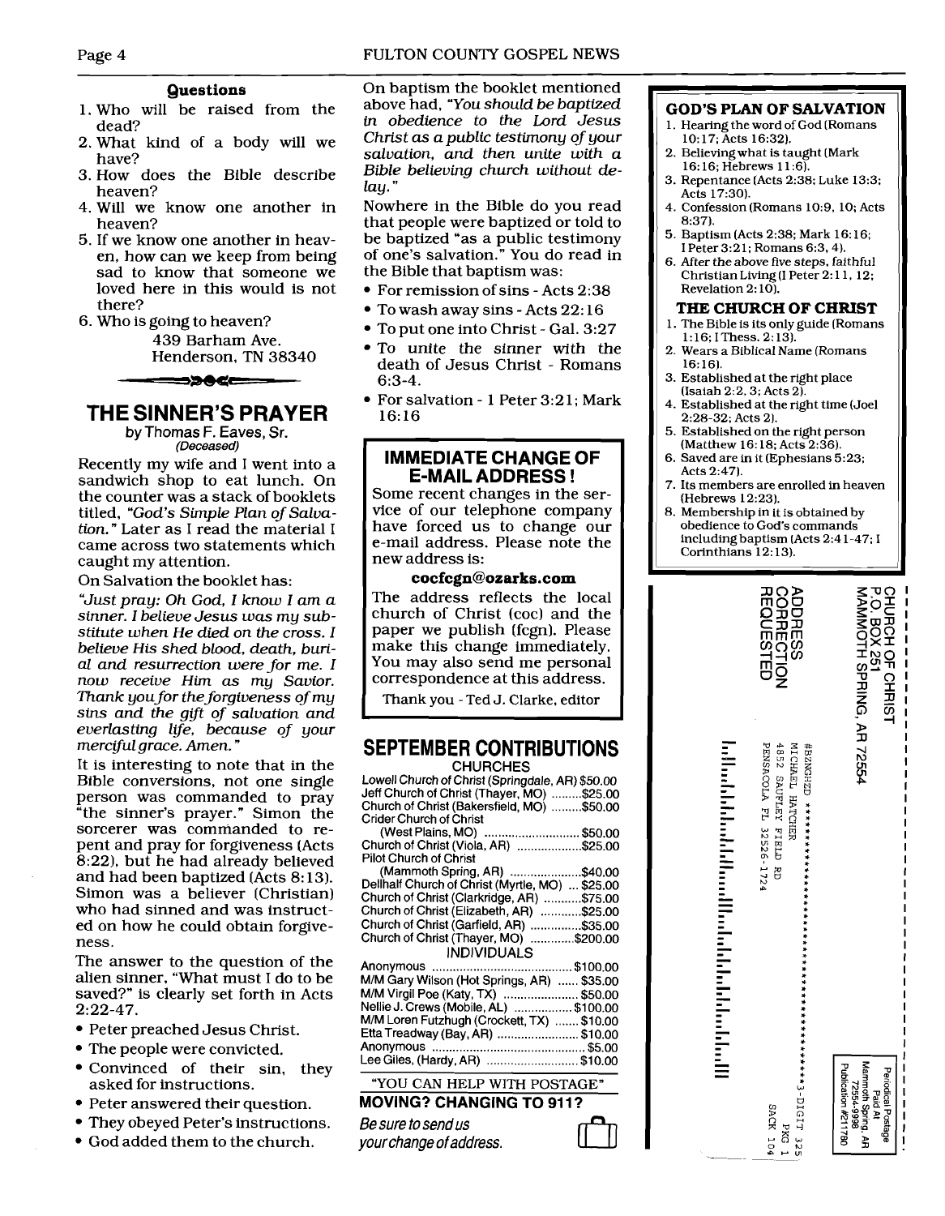### Questions

1. Who will be raised from the dead?
2. What kind of a body will we have?
3. How does the Bible describe heaven?
4. Will we know one another in heaven?
5. If we know one another in heaven, how can we keep from being sad to know that someone we loved here in this would is not there?
6. Who is going to heaven?

439 Barham Ave.
Henderson, TN 38340

## THE SINNER'S PRAYER

by Thomas F. Eaves, Sr.
*(Deceased)*

Recently my wife and I went into a sandwich shop to eat lunch. On the counter was a stack of booklets titled, *"God's Simple Plan of Salvation."* Later as I read the material I came across two statements which caught my attention.

On Salvation the booklet has:

*"Just pray: Oh God, I know I am a sinner. I believe Jesus was my substitute when He died on the cross. I believe His shed blood, death, burial and resurrection were for me. I now receive Him as my Savior. Thank you for the forgiveness of my sins and the gift of salvation and everlasting life, because of your merciful grace. Amen."*

It is interesting to note that in the Bible conversions, not one single person was commanded to pray "the sinner's prayer." Simon the sorcerer was commanded to repent and pray for forgiveness (Acts 8:22), but he had already believed and had been baptized (Acts 8:13). Simon was a believer (Christian) who had sinned and was instructed on how he could obtain forgiveness.

The answer to the question of the alien sinner, "What must I do to be saved?" is clearly set forth in Acts 2:22-47.

- Peter preached Jesus Christ.
- The people were convicted.
- Convinced of their sin, they asked for instructions.
- Peter answered their question.
- They obeyed Peter's instructions.
- God added them to the church.

On baptism the booklet mentioned above had, *"You should be baptized in obedience to the Lord Jesus Christ as a public testimony of your salvation, and then unite with a Bible believing church without delay."*

Nowhere in the Bible do you read that people were baptized or told to be baptized "as a public testimony of one's salvation." You do read in the Bible that baptism was:

- For remission of sins - Acts 2:38
- To wash away sins - Acts 22:16
- To put one into Christ - Gal. 3:27
- To unite the sinner with the death of Jesus Christ - Romans 6:3-4.
- For salvation - 1 Peter 3:21; Mark 16:16

## IMMEDIATE CHANGE OF E-MAIL ADDRESS!

Some recent changes in the service of our telephone company have forced us to change our e-mail address. Please note the new address is:

**cocfcgn@ozarks.com**

The address reflects the local church of Christ (coc) and the paper we publish (fcgn). Please make this change immediately. You may also send me personal correspondence at this address.

Thank you - Ted J. Clarke, editor

## SEPTEMBER CONTRIBUTIONS

**CHURCHES**

| | |
|---|---|
| Lowell Church of Christ (Springdale, AR) | $50.00 |
| Jeff Church of Christ (Thayer, MO) | $25.00 |
| Church of Christ (Bakersfield, MO) | $50.00 |
| Crider Church of Christ (West Plains, MO) | $50.00 |
| Church of Christ (Viola, AR) | $25.00 |
| Pilot Church of Christ (Mammoth Spring, AR) | $40.00 |
| Dellhalf Church of Christ (Myrtle, MO) | $25.00 |
| Church of Christ (Clarkridge, AR) | $75.00 |
| Church of Christ (Elizabeth, AR) | $25.00 |
| Church of Christ (Garfield, AR) | $35.00 |
| Church of Christ (Thayer, MO) | $200.00 |

**INDIVIDUALS**

| | |
|---|---|
| Anonymous | $100.00 |
| M/M Gary Wilson (Hot Springs, AR) | $35.00 |
| M/M Virgil Poe (Katy, TX) | $50.00 |
| Nellie J. Crews (Mobile, AL) | $100.00 |
| M/M Loren Futzhugh (Crockett, TX) | $10.00 |
| Etta Treadway (Bay, AR) | $10.00 |
| Anonymous | $5.00 |
| Lee Giles, (Hardy, AR) | $10.00 |

"YOU CAN HELP WITH POSTAGE"

**MOVING? CHANGING TO 911?**

*Be sure to send us your change of address.*

### GOD'S PLAN OF SALVATION

1. Hearing the word of God (Romans 10:17; Acts 16:32).
2. Believing what is taught (Mark 16:16; Hebrews 11:6).
3. Repentance (Acts 2:38; Luke 13:3; Acts 17:30).
4. Confession (Romans 10:9, 10; Acts 8:37).
5. Baptism (Acts 2:38; Mark 16:16; I Peter 3:21; Romans 6:3, 4).
6. *After the above five steps,* faithful Christian Living (I Peter 2:11, 12; Revelation 2:10).

### THE CHURCH OF CHRIST

1. The Bible is its only guide (Romans 1:16; I Thess. 2:13).
2. Wears a Biblical Name (Romans 16:16).
3. Established at the right place (Isaiah 2:2, 3; Acts 2).
4. Established at the right time (Joel 2:28-32; Acts 2).
5. Established on the right person (Matthew 16:18; Acts 2:36).
6. Saved are in it (Ephesians 5:23; Acts 2:47).
7. Its members are enrolled in heaven (Hebrews 12:23).
8. Membership in it is obtained by obedience to God's commands including baptism (Acts 2:41-47; I Corinthians 12:13).

CHURCH OF CHRIST
P.O. BOX 251
MAMMOTH SPRING, AR 72554

ADDRESS CORRECTION REQUESTED

Periodical Postage Paid At Mammoth Spring, AR 72554-9998
Publication #211780

#BZNGHZD ****************************3-DIGIT 325
MICHAEL HATCHER
4852 SAUFLEY FIELD RD
PENSACOLA FL 32526-1724
PKG 1
SACK 104